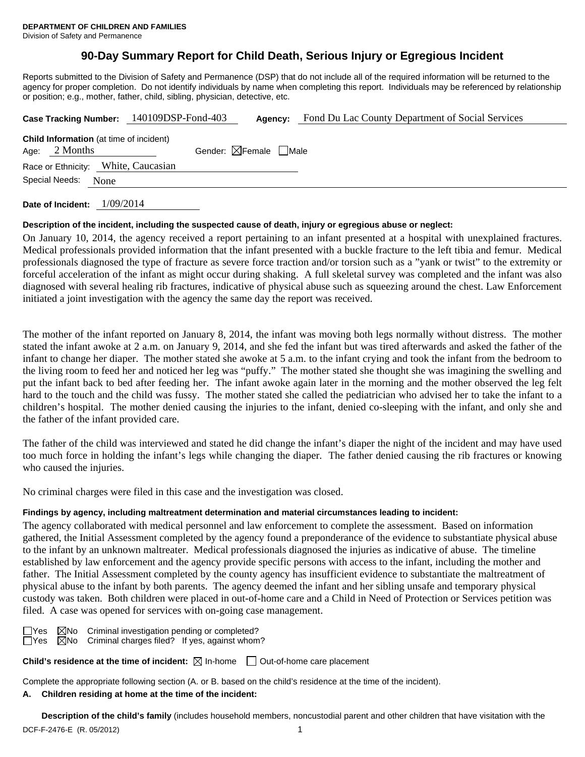**DEPARTMENT OF CHILDREN AND FAMILIES**
Division of Safety and Permanence

# 90-Day Summary Report for Child Death, Serious Injury or Egregious Incident

Reports submitted to the Division of Safety and Permanence (DSP) that do not include all of the required information will be returned to the agency for proper completion. Do not identify individuals by name when completing this report. Individuals may be referenced by relationship or position; e.g., mother, father, child, sibling, physician, detective, etc.

**Case Tracking Number:** 140109DSP-Fond-403 **Agency:** Fond Du Lac County Department of Social Services

**Child Information** (at time of incident)
Age: 2 Months Gender: ☒Female ☐Male
Race or Ethnicity: White, Caucasian
Special Needs: None

**Date of Incident:** 1/09/2014

**Description of the incident, including the suspected cause of death, injury or egregious abuse or neglect:**

On January 10, 2014, the agency received a report pertaining to an infant presented at a hospital with unexplained fractures. Medical professionals provided information that the infant presented with a buckle fracture to the left tibia and femur. Medical professionals diagnosed the type of fracture as severe force traction and/or torsion such as a "yank or twist" to the extremity or forceful acceleration of the infant as might occur during shaking. A full skeletal survey was completed and the infant was also diagnosed with several healing rib fractures, indicative of physical abuse such as squeezing around the chest. Law Enforcement initiated a joint investigation with the agency the same day the report was received.

The mother of the infant reported on January 8, 2014, the infant was moving both legs normally without distress. The mother stated the infant awoke at 2 a.m. on January 9, 2014, and she fed the infant but was tired afterwards and asked the father of the infant to change her diaper. The mother stated she awoke at 5 a.m. to the infant crying and took the infant from the bedroom to the living room to feed her and noticed her leg was "puffy." The mother stated she thought she was imagining the swelling and put the infant back to bed after feeding her. The infant awoke again later in the morning and the mother observed the leg felt hard to the touch and the child was fussy. The mother stated she called the pediatrician who advised her to take the infant to a children's hospital. The mother denied causing the injuries to the infant, denied co-sleeping with the infant, and only she and the father of the infant provided care.

The father of the child was interviewed and stated he did change the infant's diaper the night of the incident and may have used too much force in holding the infant's legs while changing the diaper. The father denied causing the rib fractures or knowing who caused the injuries.

No criminal charges were filed in this case and the investigation was closed.

**Findings by agency, including maltreatment determination and material circumstances leading to incident:**

The agency collaborated with medical personnel and law enforcement to complete the assessment. Based on information gathered, the Initial Assessment completed by the agency found a preponderance of the evidence to substantiate physical abuse to the infant by an unknown maltreater. Medical professionals diagnosed the injuries as indicative of abuse. The timeline established by law enforcement and the agency provide specific persons with access to the infant, including the mother and father. The Initial Assessment completed by the county agency has insufficient evidence to substantiate the maltreatment of physical abuse to the infant by both parents. The agency deemed the infant and her sibling unsafe and temporary physical custody was taken. Both children were placed in out-of-home care and a Child in Need of Protection or Services petition was filed. A case was opened for services with on-going case management.

☐Yes ☒No Criminal investigation pending or completed?
☐Yes ☒No Criminal charges filed? If yes, against whom?

**Child's residence at the time of incident:** ☒ In-home ☐ Out-of-home care placement

Complete the appropriate following section (A. or B. based on the child's residence at the time of the incident).

**A. Children residing at home at the time of the incident:**

**Description of the child's family** (includes household members, noncustodial parent and other children that have visitation with the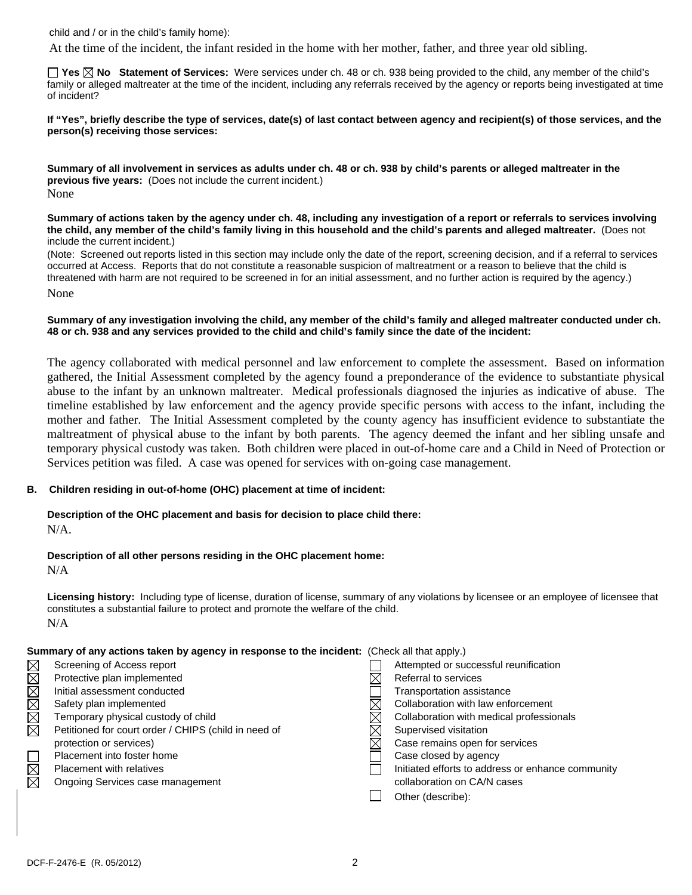child and / or in the child's family home):

At the time of the incident, the infant resided in the home with her mother, father, and three year old sibling.

☐ Yes ☒ No **Statement of Services:** Were services under ch. 48 or ch. 938 being provided to the child, any member of the child's family or alleged maltreater at the time of the incident, including any referrals received by the agency or reports being investigated at time of incident?

**If "Yes", briefly describe the type of services, date(s) of last contact between agency and recipient(s) of those services, and the person(s) receiving those services:**

**Summary of all involvement in services as adults under ch. 48 or ch. 938 by child's parents or alleged maltreater in the previous five years:** (Does not include the current incident.)

None

**Summary of actions taken by the agency under ch. 48, including any investigation of a report or referrals to services involving the child, any member of the child's family living in this household and the child's parents and alleged maltreater.** (Does not include the current incident.)

(Note: Screened out reports listed in this section may include only the date of the report, screening decision, and if a referral to services occurred at Access. Reports that do not constitute a reasonable suspicion of maltreatment or a reason to believe that the child is threatened with harm are not required to be screened in for an initial assessment, and no further action is required by the agency.)

None

**Summary of any investigation involving the child, any member of the child's family and alleged maltreater conducted under ch. 48 or ch. 938 and any services provided to the child and child's family since the date of the incident:**

The agency collaborated with medical personnel and law enforcement to complete the assessment. Based on information gathered, the Initial Assessment completed by the agency found a preponderance of the evidence to substantiate physical abuse to the infant by an unknown maltreater. Medical professionals diagnosed the injuries as indicative of abuse. The timeline established by law enforcement and the agency provide specific persons with access to the infant, including the mother and father. The Initial Assessment completed by the county agency has insufficient evidence to substantiate the maltreatment of physical abuse to the infant by both parents. The agency deemed the infant and her sibling unsafe and temporary physical custody was taken. Both children were placed in out-of-home care and a Child in Need of Protection or Services petition was filed. A case was opened for services with on-going case management.

**B. Children residing in out-of-home (OHC) placement at time of incident:**

**Description of the OHC placement and basis for decision to place child there:**

N/A.

**Description of all other persons residing in the OHC placement home:**

N/A

**Licensing history:** Including type of license, duration of license, summary of any violations by licensee or an employee of licensee that constitutes a substantial failure to protect and promote the welfare of the child.

N/A

**Summary of any actions taken by agency in response to the incident:** (Check all that apply.)

- ☒ Screening of Access report
- ☒ Protective plan implemented
- ☒ Initial assessment conducted
- ☒ Safety plan implemented
- ☒ Temporary physical custody of child
- ☒ Petitioned for court order / CHIPS (child in need of protection or services)
- ☐ Placement into foster home
- ☒ Placement with relatives
- ☒ Ongoing Services case management
- ☐ Attempted or successful reunification
- ☒ Referral to services
- ☐ Transportation assistance
- ☒ Collaboration with law enforcement
- ☒ Collaboration with medical professionals
- ☒ Supervised visitation
- ☒ Case remains open for services
- ☐ Case closed by agency
- ☐ Initiated efforts to address or enhance community collaboration on CA/N cases
- ☐ Other (describe):

DCF-F-2476-E (R. 05/2012)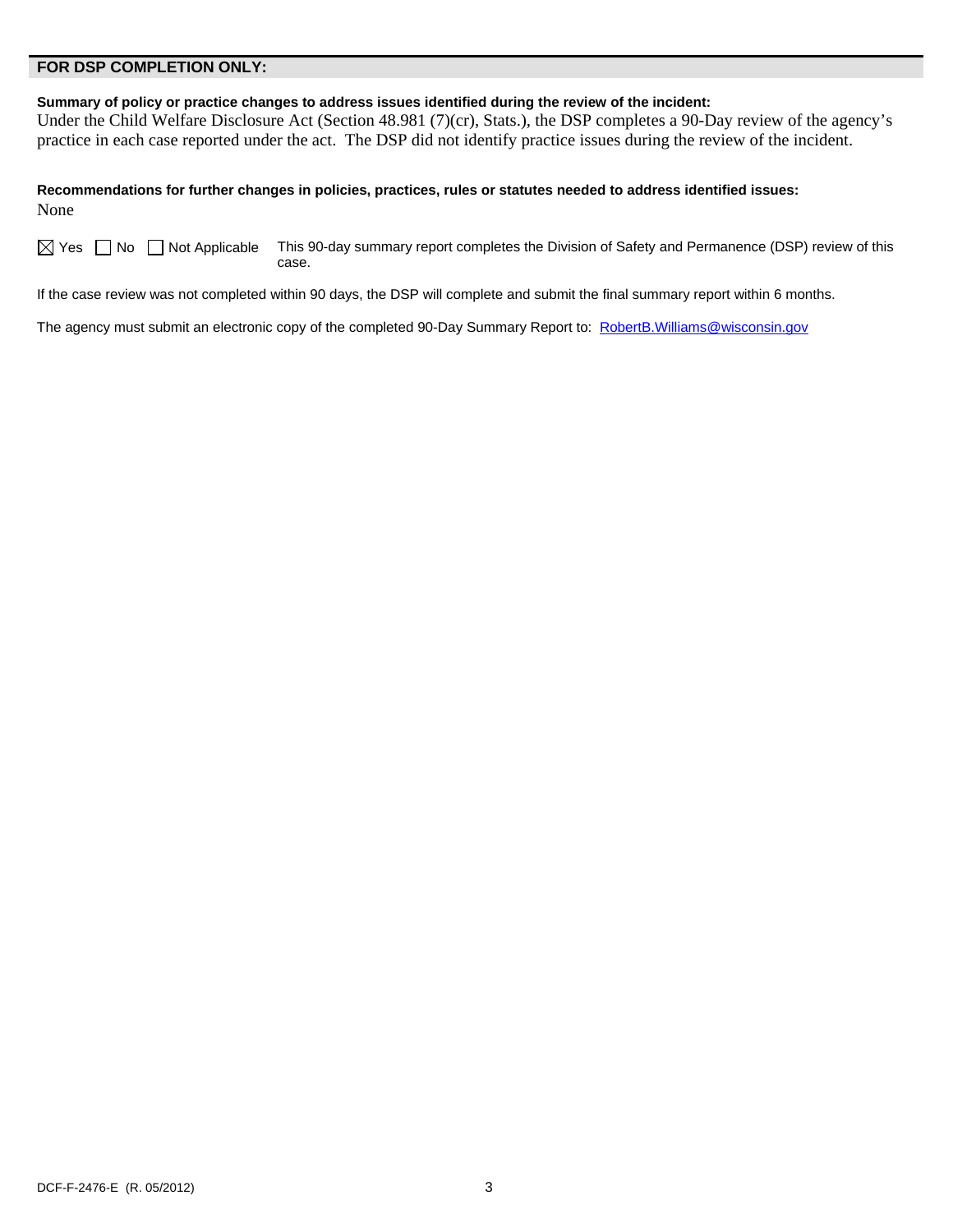## FOR DSP COMPLETION ONLY:

**Summary of policy or practice changes to address issues identified during the review of the incident:**

Under the Child Welfare Disclosure Act (Section 48.981 (7)(cr), Stats.), the DSP completes a 90-Day review of the agency's practice in each case reported under the act. The DSP did not identify practice issues during the review of the incident.

**Recommendations for further changes in policies, practices, rules or statutes needed to address identified issues:**

None

☒ Yes ☐ No ☐ Not Applicable This 90-day summary report completes the Division of Safety and Permanence (DSP) review of this case.

If the case review was not completed within 90 days, the DSP will complete and submit the final summary report within 6 months.

The agency must submit an electronic copy of the completed 90-Day Summary Report to: RobertB.Williams@wisconsin.gov

DCF-F-2476-E (R. 05/2012)